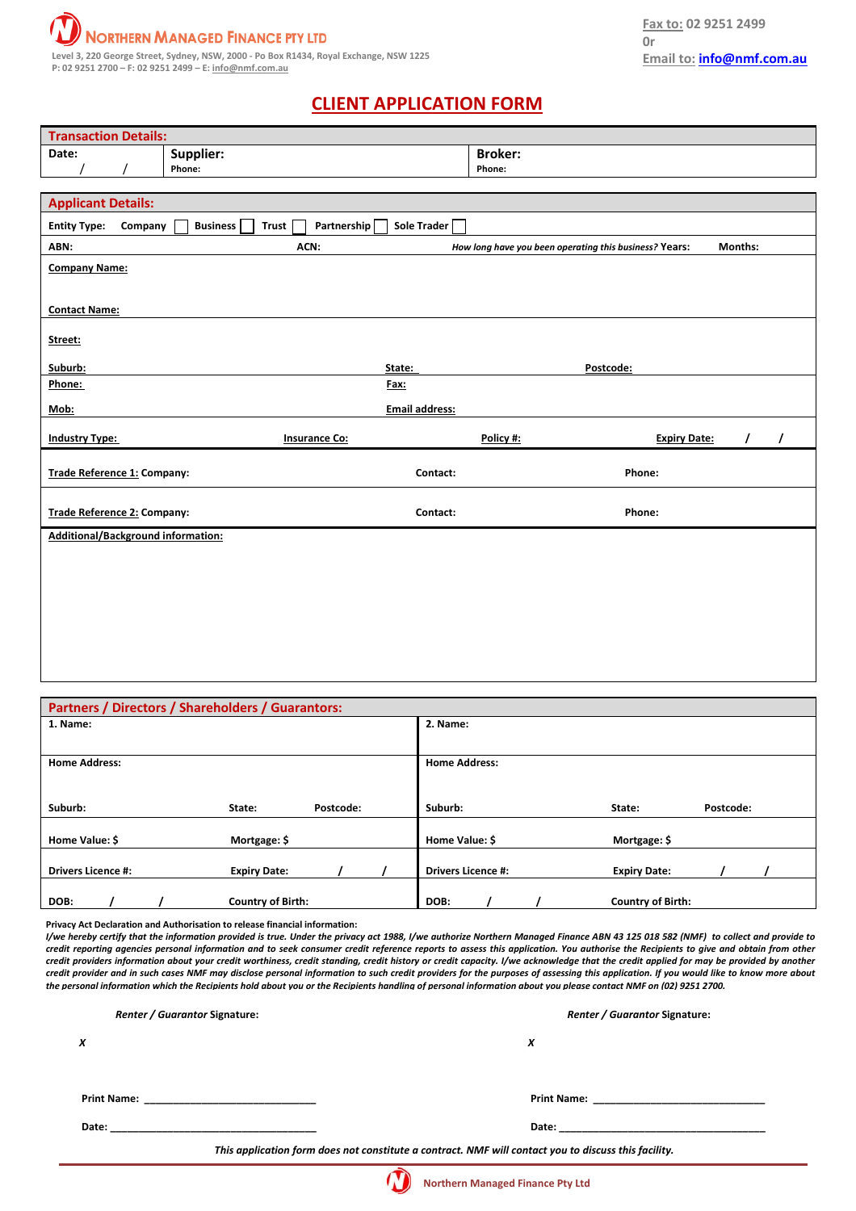**NORTHERN MANAGED FINANCE PTY LTD**
Level 3, 220 George Street, Sydney, NSW, 2000 - Po Box R1434, Royal Exchange, NSW 1225
P: 02 9251 2700 – F: 02 9251 2499 – E: info@nmf.com.au

**Fax to:** 02 9251 2499
Or
**Email to:** info@nmf.com.au

# CLIENT APPLICATION FORM

## Transaction Details:

| Date: / / | Supplier: Phone: | Broker: Phone: |
|---|---|---|

## Applicant Details:

**Entity Type:** Company ☐ Business ☐ Trust ☐ Partnership ☐ Sole Trader ☐

**ABN:** **ACN:** *How long have you been operating this business?* **Years:** **Months:**

**Company Name:**

**Contact Name:**

**Street:**

**Suburb:** **State:** **Postcode:**

**Phone:** **Fax:**

**Mob:** **Email address:**

**Industry Type:** **Insurance Co:** **Policy #:** **Expiry Date:** / /

**Trade Reference 1:** **Company:** **Contact:** **Phone:**

**Trade Reference 2:** **Company:** **Contact:** **Phone:**

**Additional/Background information:**

## Partners / Directors / Shareholders / Guarantors:

| 1. | 2. |
|---|---|
| **Name:** | **Name:** |
| **Home Address:** | **Home Address:** |
| **Suburb:** **State:** **Postcode:** | **Suburb:** **State:** **Postcode:** |
| **Home Value: $** **Mortgage: $** | **Home Value: $** **Mortgage: $** |
| **Drivers Licence #:** **Expiry Date:** / / | **Drivers Licence #:** **Expiry Date:** / / |
| **DOB:** / / **Country of Birth:** | **DOB:** / / **Country of Birth:** |

**Privacy Act Declaration and Authorisation to release financial information:**
*I/we hereby certify that the information provided is true. Under the privacy act 1988, I/we authorize Northern Managed Finance ABN 43 125 018 582 (NMF) to collect and provide to credit reporting agencies personal information and to seek consumer credit reference reports to assess this application. You authorise the Recipients to give and obtain from other credit providers information about your credit worthiness, credit standing, credit history or credit capacity. I/we acknowledge that the credit applied for may be provided by another credit provider and in such cases NMF may disclose personal information to such credit providers for the purposes of assessing this application. If you would like to know more about the personal information which the Recipients hold about you or the Recipients handling of personal information about you please contact NMF on (02) 9251 2700.*

| *Renter / Guarantor* Signature: | *Renter / Guarantor* Signature: |
|---|---|
| *X* | *X* |
| **Print Name:** ______________________________ | **Print Name:** ______________________________ |
| **Date:** ___________________________________ | **Date:** ___________________________________ |

*This application form does not constitute a contract. NMF will contact you to discuss this facility.*

Northern Managed Finance Pty Ltd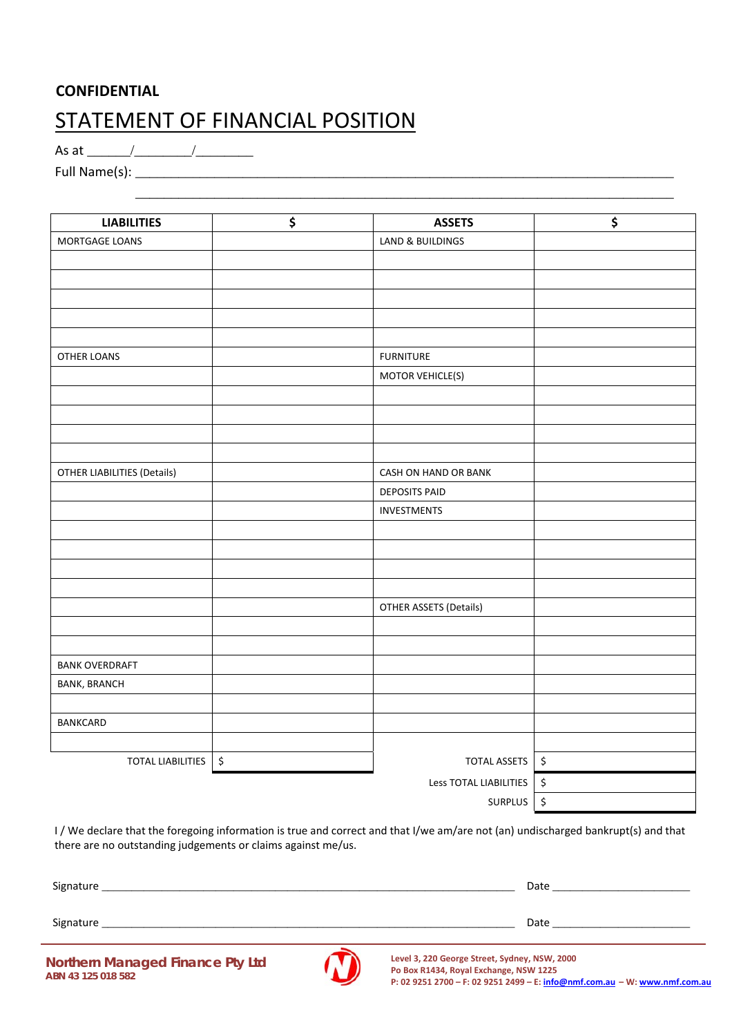**CONFIDENTIAL**

# STATEMENT OF FINANCIAL POSITION

As at ______/________/________

Full Name(s): ______________________________________________________________________________

______________________________________________________________________________

| LIABILITIES | $ | ASSETS | $ |
|---|---|---|---|
| MORTGAGE LOANS | | LAND & BUILDINGS | |
| | | | |
| | | | |
| | | | |
| | | | |
| | | | |
| OTHER LOANS | | FURNITURE | |
| | | MOTOR VEHICLE(S) | |
| | | | |
| | | | |
| | | | |
| | | | |
| OTHER LIABILITIES (Details) | | CASH ON HAND OR BANK | |
| | | DEPOSITS PAID | |
| | | INVESTMENTS | |
| | | | |
| | | | |
| | | | |
| | | | |
| | | OTHER ASSETS (Details) | |
| | | | |
| | | | |
| BANK OVERDRAFT | | | |
| BANK, BRANCH | | | |
| | | | |
| BANKCARD | | | |
| | | | |
| TOTAL LIABILITIES | $ | TOTAL ASSETS | $ |
| | | Less TOTAL LIABILITIES | $ |
| | | SURPLUS | $ |

I / We declare that the foregoing information is true and correct and that I/we am/are not (an) undischarged bankrupt(s) and that there are no outstanding judgements or claims against me/us.

Signature ______________________________________________________________________ Date _______________________

Signature ______________________________________________________________________ Date _______________________

**Northern Managed Finance Pty Ltd**
**ABN 43 125 018 582**

Level 3, 220 George Street, Sydney, NSW, 2000
Po Box R1434, Royal Exchange, NSW 1225
P: 02 9251 2700 – F: 02 9251 2499 – E: info@nmf.com.au – W: www.nmf.com.au